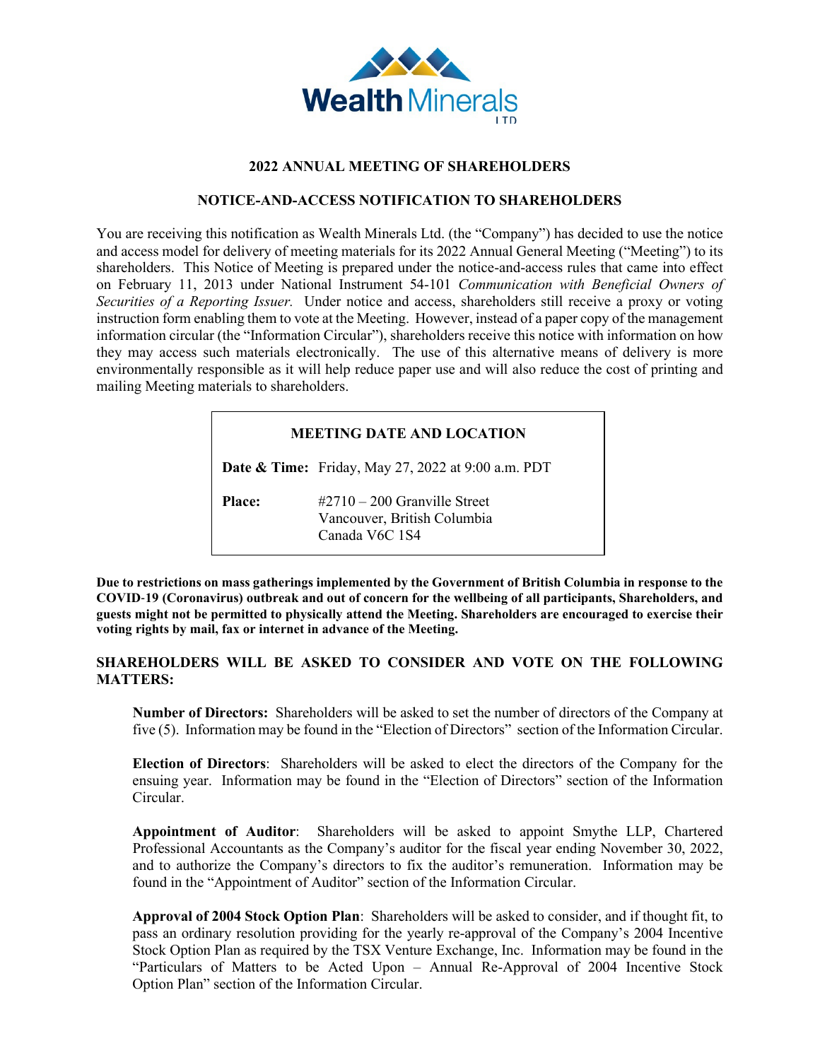## 2022 ANNUAL MEETING OF SHAREHOLDERS

## NOTICE-AND-ACCESS NOTIFICATION TO SHAREHOLDERS

You are receiving this notification as Wealth Minerals Ltd. (the "Company") has decided to use the notice and access model for delivery of meeting materials for its 2022 Annual General Meeting ("Meeting") to its shareholders. This Notice of Meeting is prepared under the notice-and-access rules that came into effect on February 11, 2013 under National Instrument 54-101 *Communication with Beneficial Owners of Securities of a Reporting Issuer.* Under notice and access, shareholders still receive a proxy or voting instruction form enabling them to vote at the Meeting. However, instead of a paper copy of the management information circular (the "Information Circular"), shareholders receive this notice with information on how they may access such materials electronically. The use of this alternative means of delivery is more environmentally responsible as it will help reduce paper use and will also reduce the cost of printing and mailing Meeting materials to shareholders.

| MEETING DATE AND LOCATION | |
|---|---|
| **Date & Time:** | Friday, May 27, 2022 at 9:00 a.m. PDT |
| **Place:** | #2710 – 200 Granville Street<br>Vancouver, British Columbia<br>Canada V6C 1S4 |

**Due to restrictions on mass gatherings implemented by the Government of British Columbia in response to the COVID-19 (Coronavirus) outbreak and out of concern for the wellbeing of all participants, Shareholders, and guests might not be permitted to physically attend the Meeting. Shareholders are encouraged to exercise their voting rights by mail, fax or internet in advance of the Meeting.**

### SHAREHOLDERS WILL BE ASKED TO CONSIDER AND VOTE ON THE FOLLOWING MATTERS:

**Number of Directors:** Shareholders will be asked to set the number of directors of the Company at five (5). Information may be found in the "Election of Directors" section of the Information Circular.

**Election of Directors**: Shareholders will be asked to elect the directors of the Company for the ensuing year. Information may be found in the "Election of Directors" section of the Information Circular.

**Appointment of Auditor**: Shareholders will be asked to appoint Smythe LLP, Chartered Professional Accountants as the Company's auditor for the fiscal year ending November 30, 2022, and to authorize the Company's directors to fix the auditor's remuneration. Information may be found in the "Appointment of Auditor" section of the Information Circular.

**Approval of 2004 Stock Option Plan**: Shareholders will be asked to consider, and if thought fit, to pass an ordinary resolution providing for the yearly re-approval of the Company's 2004 Incentive Stock Option Plan as required by the TSX Venture Exchange, Inc. Information may be found in the "Particulars of Matters to be Acted Upon – Annual Re-Approval of 2004 Incentive Stock Option Plan" section of the Information Circular.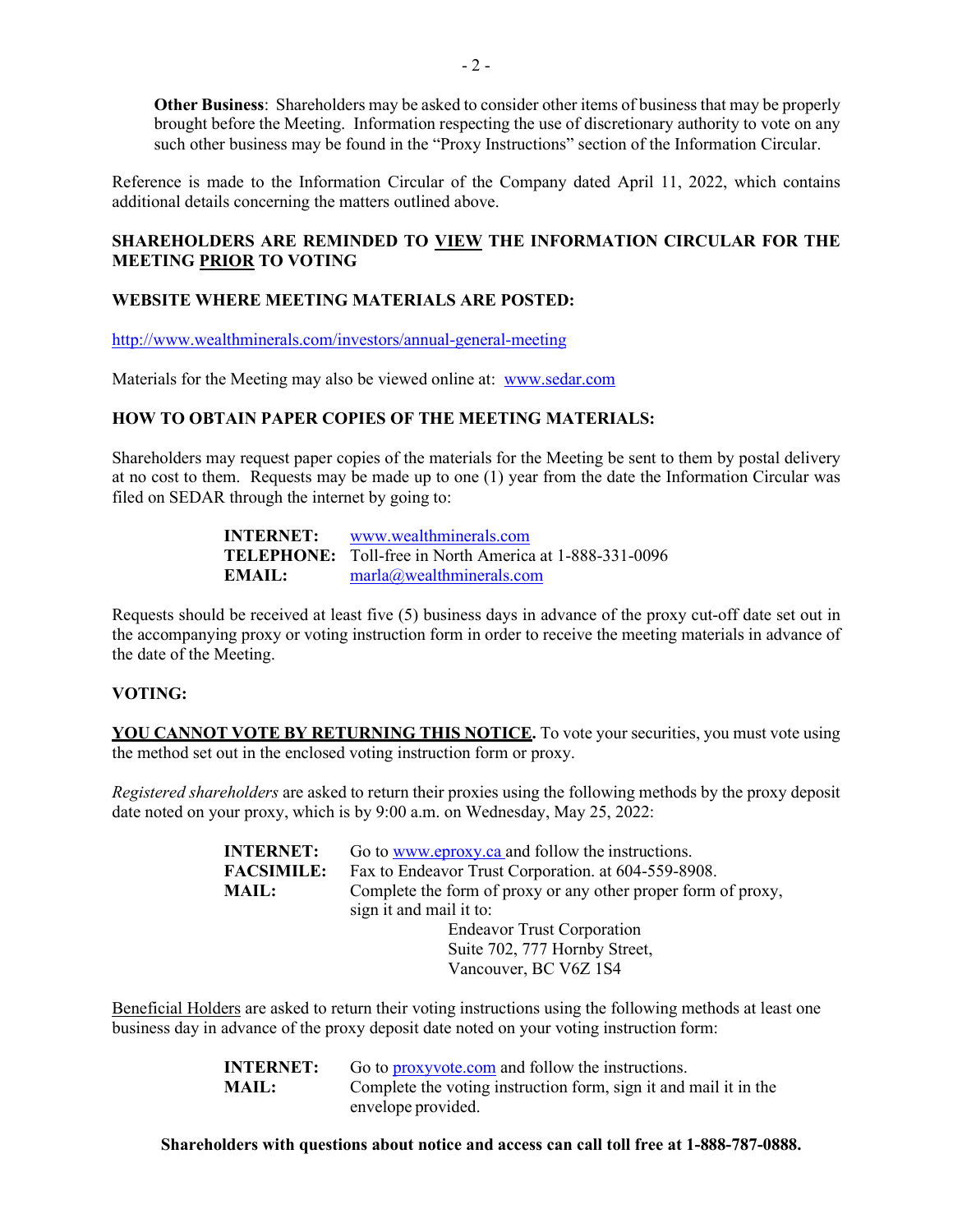**Other Business**: Shareholders may be asked to consider other items of business that may be properly brought before the Meeting. Information respecting the use of discretionary authority to vote on any such other business may be found in the "Proxy Instructions" section of the Information Circular.

Reference is made to the Information Circular of the Company dated April 11, 2022, which contains additional details concerning the matters outlined above.

**SHAREHOLDERS ARE REMINDED TO VIEW THE INFORMATION CIRCULAR FOR THE MEETING PRIOR TO VOTING**

**WEBSITE WHERE MEETING MATERIALS ARE POSTED:**

http://www.wealthminerals.com/investors/annual-general-meeting

Materials for the Meeting may also be viewed online at: www.sedar.com

**HOW TO OBTAIN PAPER COPIES OF THE MEETING MATERIALS:**

Shareholders may request paper copies of the materials for the Meeting be sent to them by postal delivery at no cost to them. Requests may be made up to one (1) year from the date the Information Circular was filed on SEDAR through the internet by going to:

**INTERNET:** www.wealthminerals.com
**TELEPHONE:** Toll-free in North America at 1-888-331-0096
**EMAIL:** marla@wealthminerals.com

Requests should be received at least five (5) business days in advance of the proxy cut-off date set out in the accompanying proxy or voting instruction form in order to receive the meeting materials in advance of the date of the Meeting.

**VOTING:**

**YOU CANNOT VOTE BY RETURNING THIS NOTICE.** To vote your securities, you must vote using the method set out in the enclosed voting instruction form or proxy.

*Registered shareholders* are asked to return their proxies using the following methods by the proxy deposit date noted on your proxy, which is by 9:00 a.m. on Wednesday, May 25, 2022:

**INTERNET:** Go to www.eproxy.ca and follow the instructions.
**FACSIMILE:** Fax to Endeavor Trust Corporation. at 604-559-8908.
**MAIL:** Complete the form of proxy or any other proper form of proxy, sign it and mail it to:

Endeavor Trust Corporation
Suite 702, 777 Hornby Street,
Vancouver, BC V6Z 1S4

Beneficial Holders are asked to return their voting instructions using the following methods at least one business day in advance of the proxy deposit date noted on your voting instruction form:

**INTERNET:** Go to proxyvote.com and follow the instructions.
**MAIL:** Complete the voting instruction form, sign it and mail it in the envelope provided.

**Shareholders with questions about notice and access can call toll free at 1-888-787-0888.**